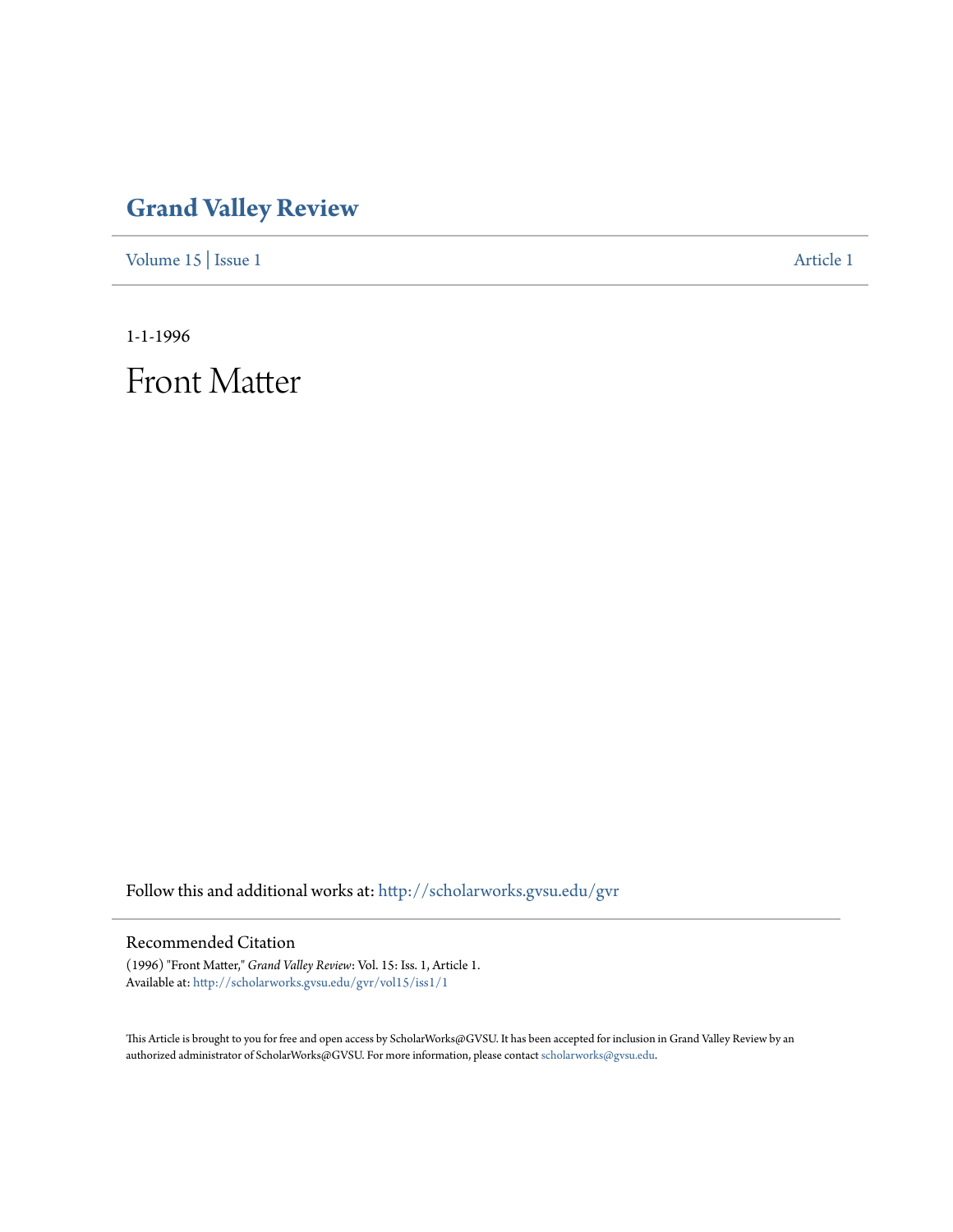# Grand Valley Review

Volume 15 | Issue 1 Article 1

1-1-1996

# Front Matter

Follow this and additional works at: http://scholarworks.gvsu.edu/gvr

## Recommended Citation

(1996) "Front Matter," *Grand Valley Review*: Vol. 15: Iss. 1, Article 1.
Available at: http://scholarworks.gvsu.edu/gvr/vol15/iss1/1

This Article is brought to you for free and open access by ScholarWorks@GVSU. It has been accepted for inclusion in Grand Valley Review by an authorized administrator of ScholarWorks@GVSU. For more information, please contact scholarworks@gvsu.edu.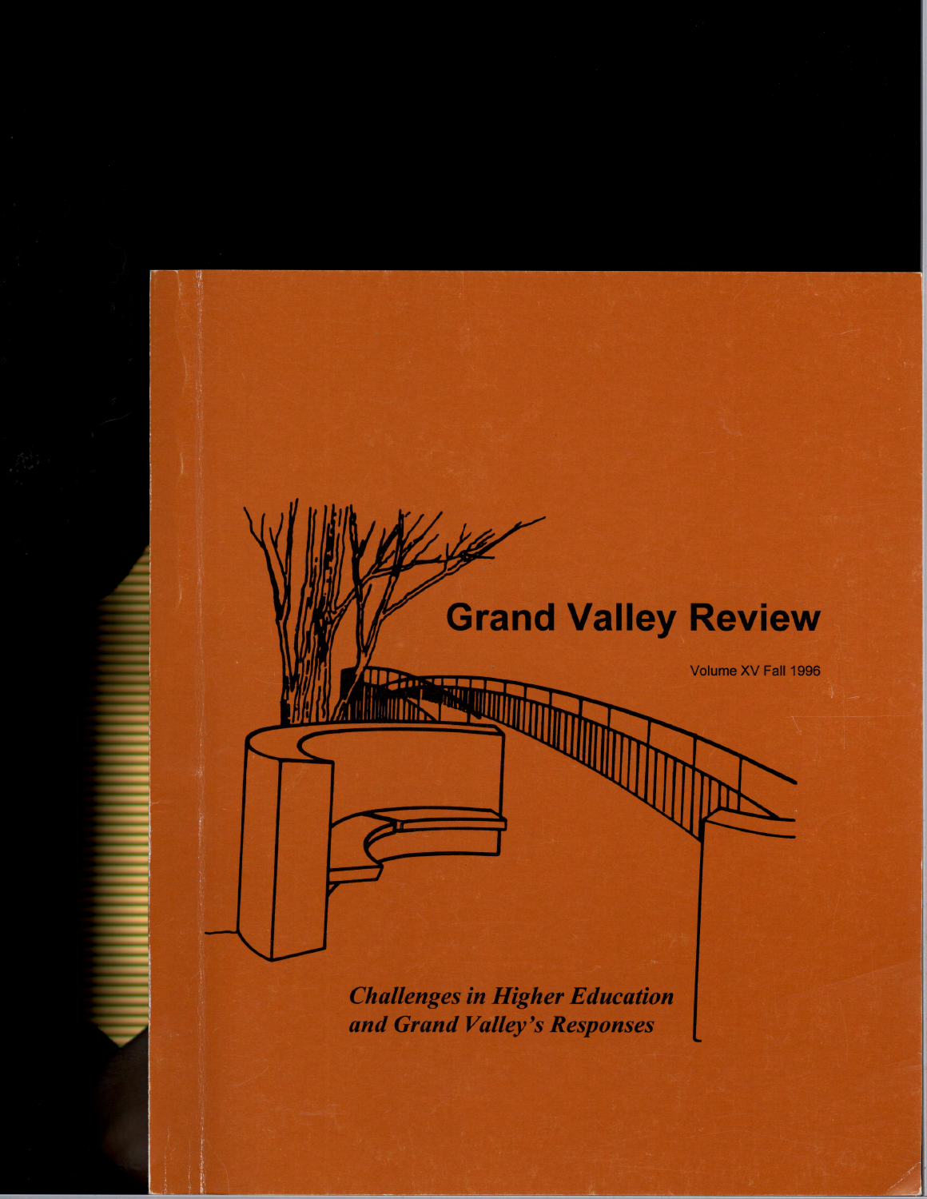# Grand Valley Review

Volume XV Fall 1996

***Challenges in Higher Education and Grand Valley's Responses***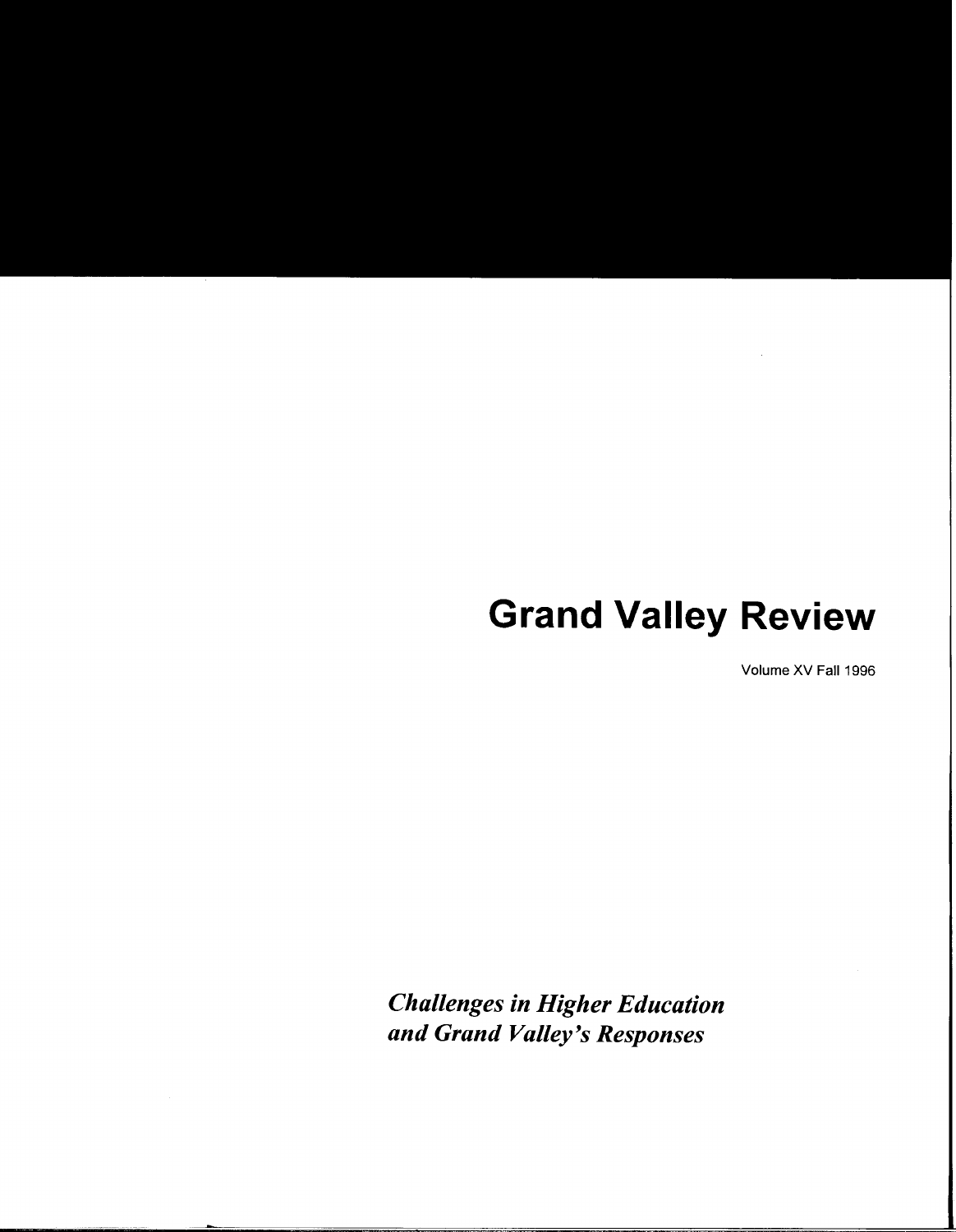# Grand Valley Review

Volume XV Fall 1996

***Challenges in Higher Education and Grand Valley's Responses***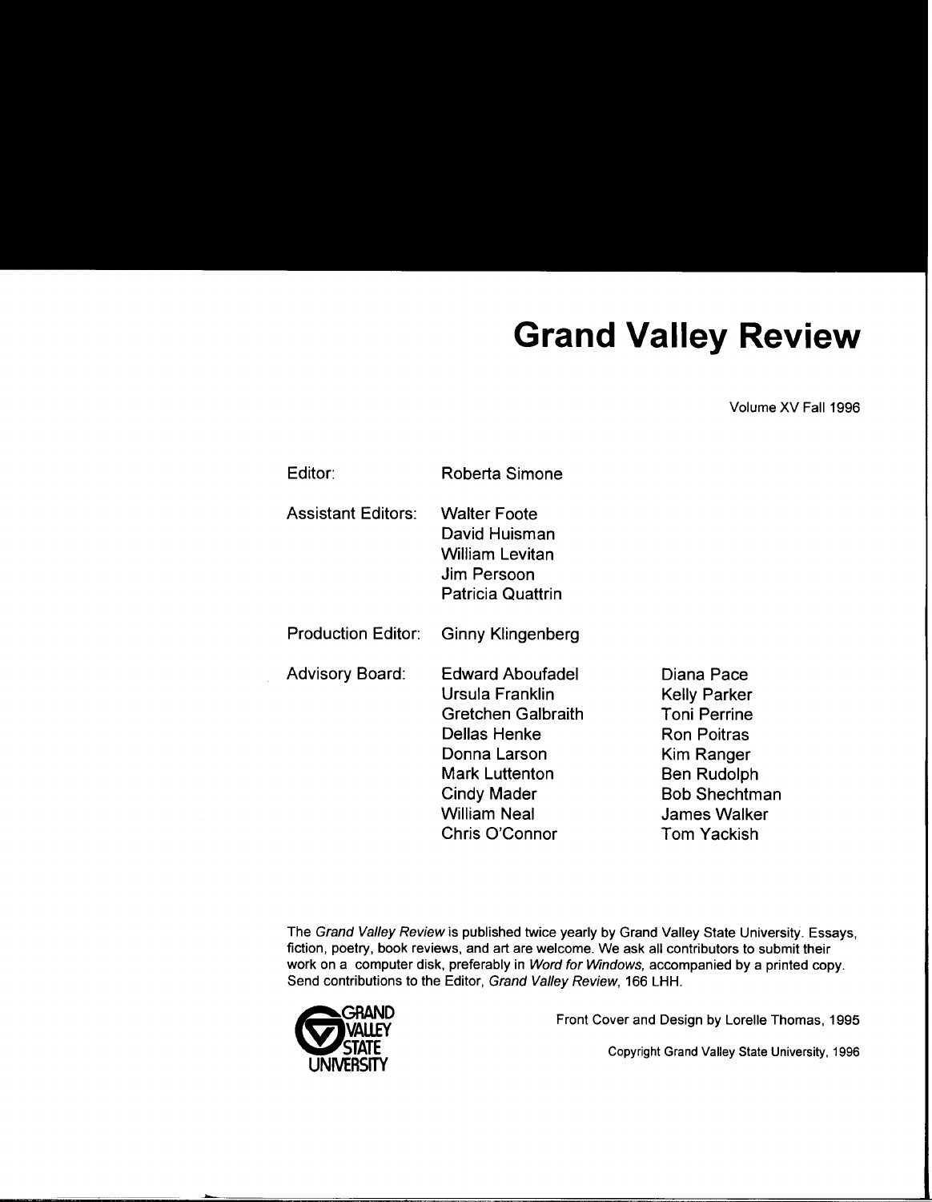# Grand Valley Review

Volume XV Fall 1996

| | | |
|---|---|---|
| Editor: | Roberta Simone | |
| Assistant Editors: | Walter Foote<br>David Huisman<br>William Levitan<br>Jim Persoon<br>Patricia Quattrin | |
| Production Editor: | Ginny Klingenberg | |
| Advisory Board: | Edward Aboufadel<br>Ursula Franklin<br>Gretchen Galbraith<br>Dellas Henke<br>Donna Larson<br>Mark Luttenton<br>Cindy Mader<br>William Neal<br>Chris O'Connor | Diana Pace<br>Kelly Parker<br>Toni Perrine<br>Ron Poitras<br>Kim Ranger<br>Ben Rudolph<br>Bob Shechtman<br>James Walker<br>Tom Yackish |

The *Grand Valley Review* is published twice yearly by Grand Valley State University. Essays, fiction, poetry, book reviews, and art are welcome. We ask all contributors to submit their work on a computer disk, preferably in *Word for Windows,* accompanied by a printed copy. Send contributions to the Editor, *Grand Valley Review*, 166 LHH.

GRAND VALLEY STATE UNIVERSITY

Front Cover and Design by Lorelle Thomas, 1995

Copyright Grand Valley State University, 1996